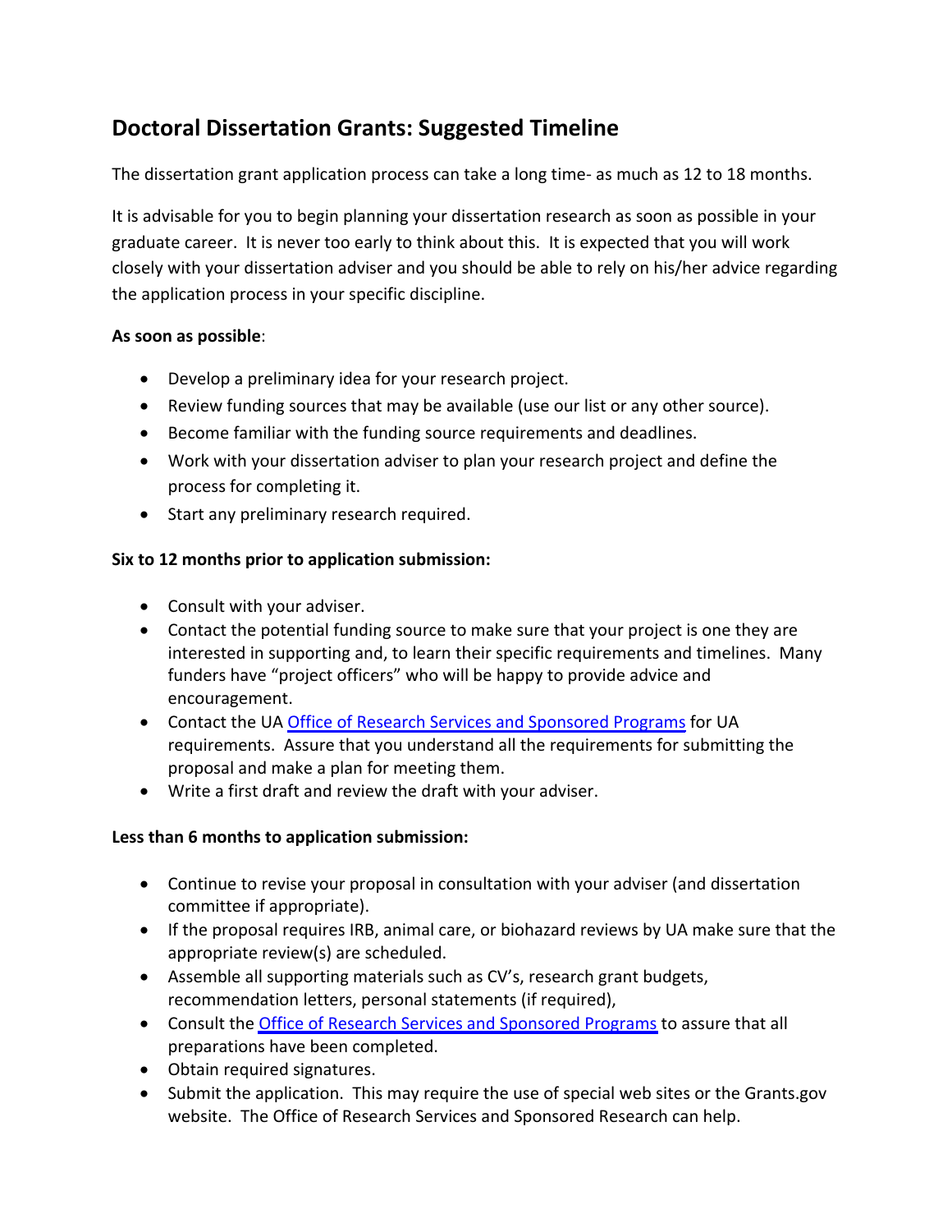# Doctoral Dissertation Grants: Suggested Timeline

The dissertation grant application process can take a long time- as much as 12 to 18 months.

It is advisable for you to begin planning your dissertation research as soon as possible in your graduate career. It is never too early to think about this. It is expected that you will work closely with your dissertation adviser and you should be able to rely on his/her advice regarding the application process in your specific discipline.

**As soon as possible**:

- Develop a preliminary idea for your research project.
- Review funding sources that may be available (use our list or any other source).
- Become familiar with the funding source requirements and deadlines.
- Work with your dissertation adviser to plan your research project and define the process for completing it.
- Start any preliminary research required.

**Six to 12 months prior to application submission:**

- Consult with your adviser.
- Contact the potential funding source to make sure that your project is one they are interested in supporting and, to learn their specific requirements and timelines. Many funders have "project officers" who will be happy to provide advice and encouragement.
- Contact the UA Office of Research Services and Sponsored Programs for UA requirements. Assure that you understand all the requirements for submitting the proposal and make a plan for meeting them.
- Write a first draft and review the draft with your adviser.

**Less than 6 months to application submission:**

- Continue to revise your proposal in consultation with your adviser (and dissertation committee if appropriate).
- If the proposal requires IRB, animal care, or biohazard reviews by UA make sure that the appropriate review(s) are scheduled.
- Assemble all supporting materials such as CV's, research grant budgets, recommendation letters, personal statements (if required),
- Consult the Office of Research Services and Sponsored Programs to assure that all preparations have been completed.
- Obtain required signatures.
- Submit the application. This may require the use of special web sites or the Grants.gov website. The Office of Research Services and Sponsored Research can help.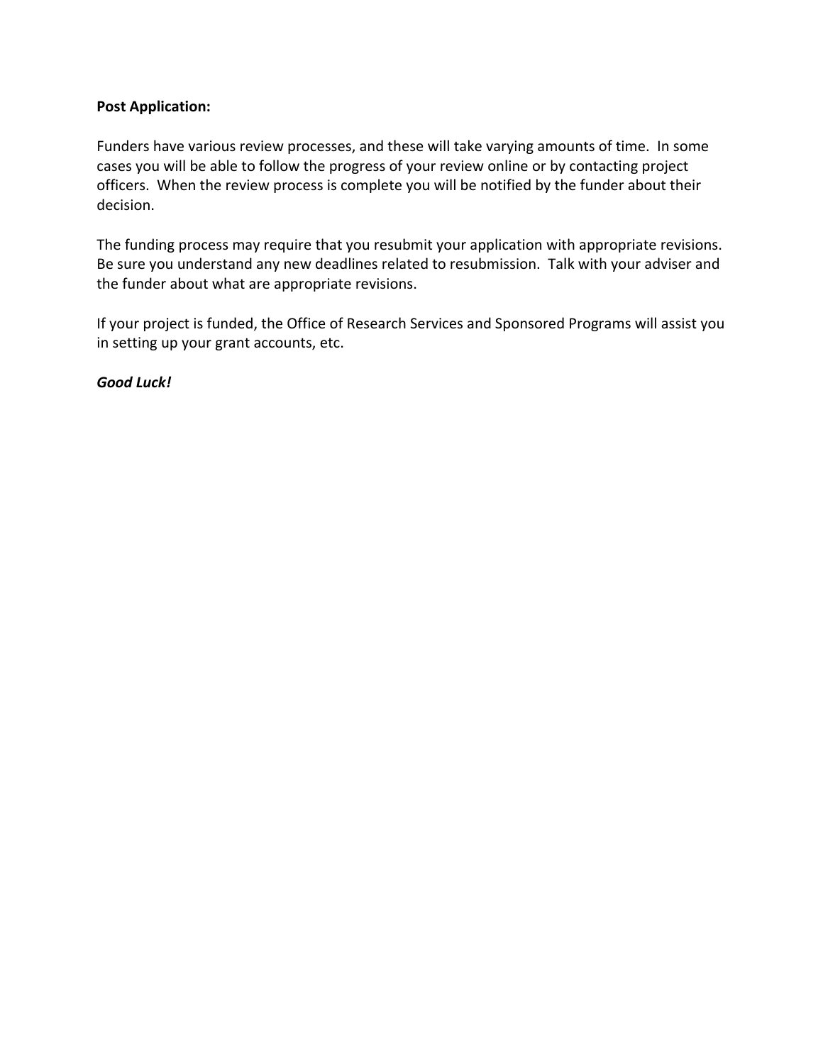**Post Application:**

Funders have various review processes, and these will take varying amounts of time. In some cases you will be able to follow the progress of your review online or by contacting project officers. When the review process is complete you will be notified by the funder about their decision.

The funding process may require that you resubmit your application with appropriate revisions. Be sure you understand any new deadlines related to resubmission. Talk with your adviser and the funder about what are appropriate revisions.

If your project is funded, the Office of Research Services and Sponsored Programs will assist you in setting up your grant accounts, etc.

***Good Luck!***